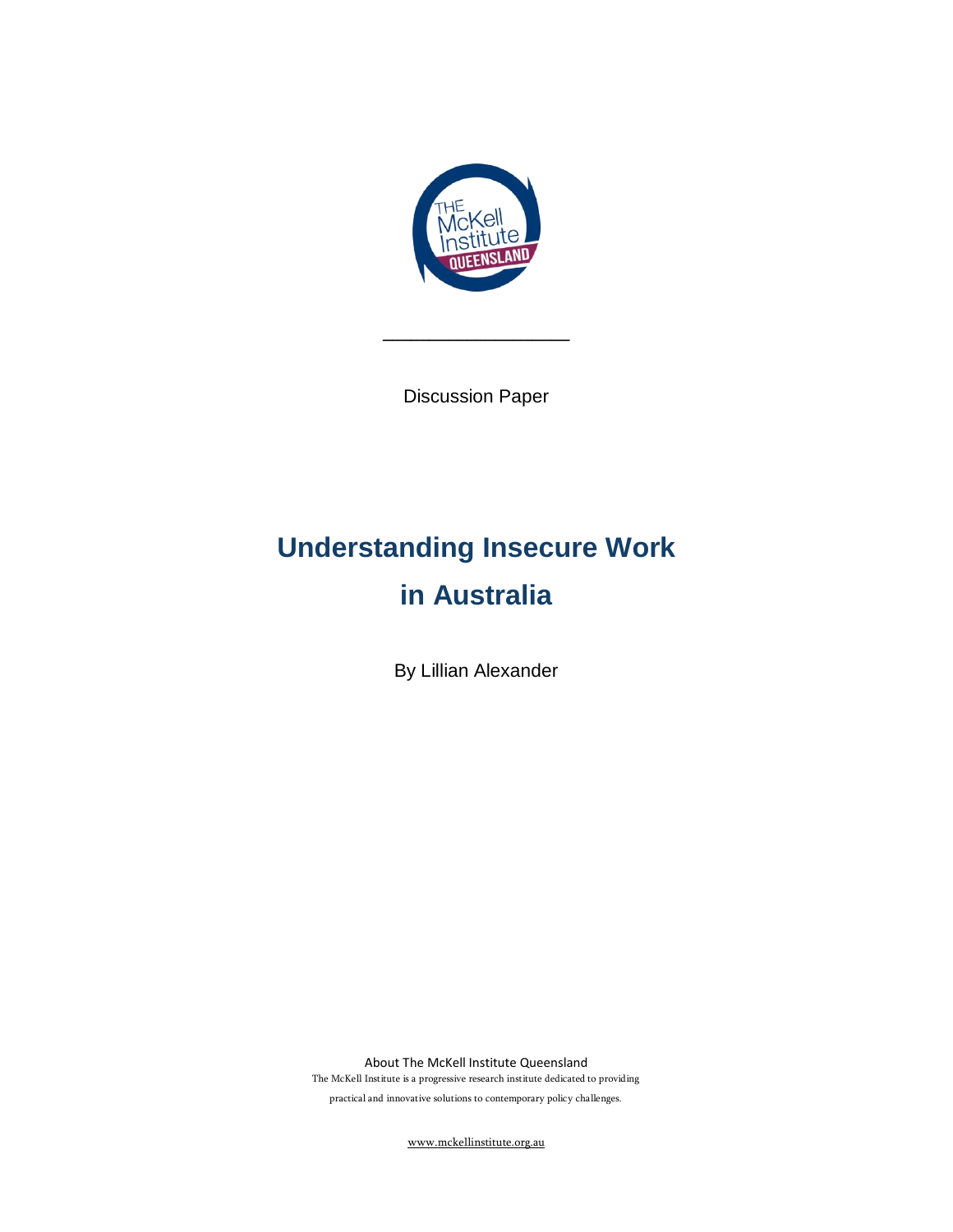Discussion Paper

# Understanding Insecure Work in Australia

By Lillian Alexander

About The McKell Institute Queensland

The McKell Institute is a progressive research institute dedicated to providing practical and innovative solutions to contemporary policy challenges.

www.mckellinstitute.org.au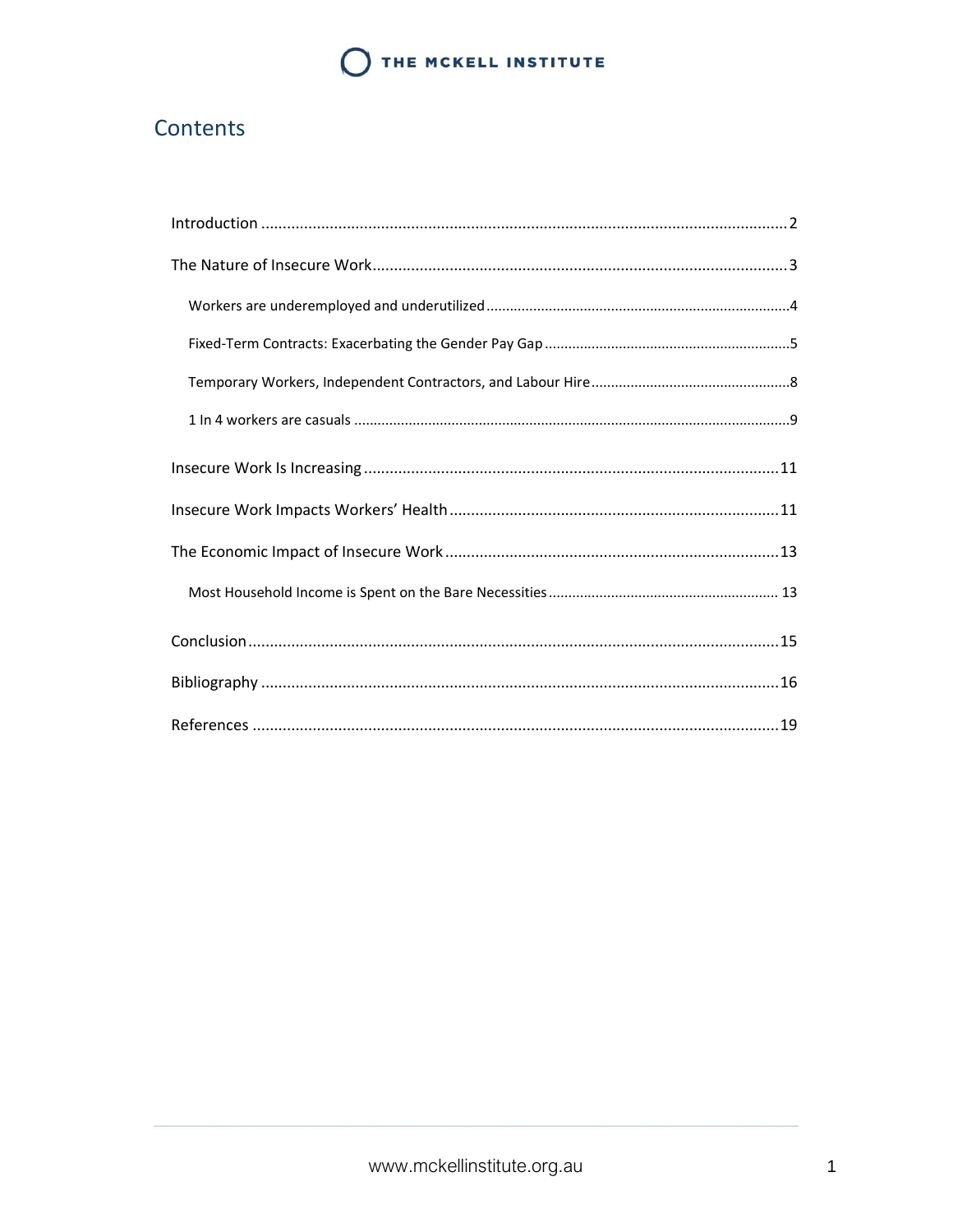## Contents

- Introduction ... 2
- The Nature of Insecure Work ... 3
  - Workers are underemployed and underutilized ... 4
  - Fixed-Term Contracts: Exacerbating the Gender Pay Gap ... 5
  - Temporary Workers, Independent Contractors, and Labour Hire ... 8
  - 1 In 4 workers are casuals ... 9
- Insecure Work Is Increasing ... 11
- Insecure Work Impacts Workers' Health ... 11
- The Economic Impact of Insecure Work ... 13
  - Most Household Income is Spent on the Bare Necessities ... 13
- Conclusion ... 15
- Bibliography ... 16
- References ... 19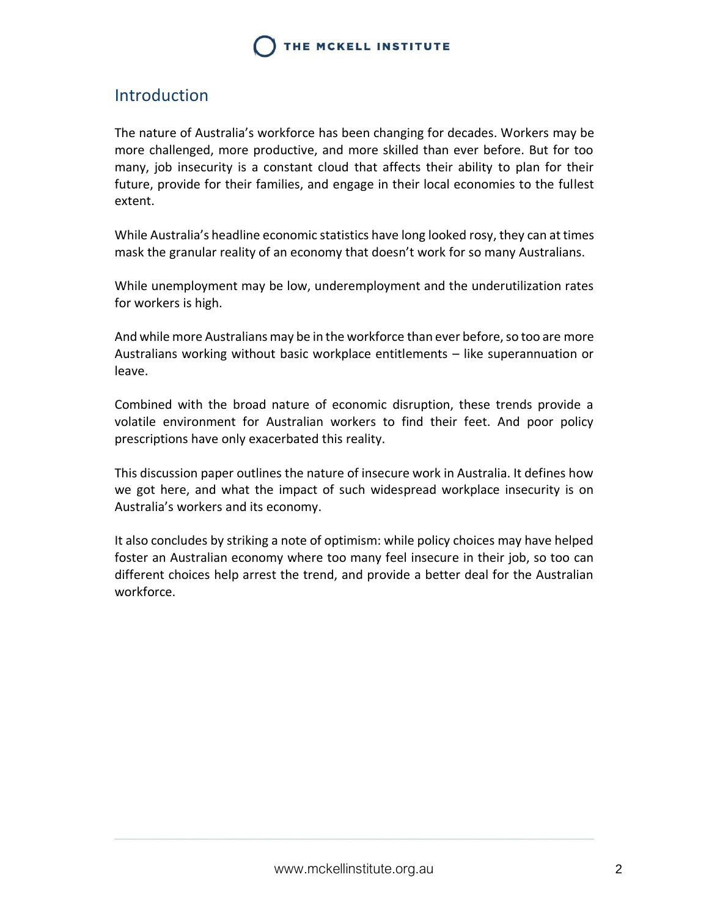## Introduction

The nature of Australia's workforce has been changing for decades. Workers may be more challenged, more productive, and more skilled than ever before. But for too many, job insecurity is a constant cloud that affects their ability to plan for their future, provide for their families, and engage in their local economies to the fullest extent.

While Australia's headline economic statistics have long looked rosy, they can at times mask the granular reality of an economy that doesn't work for so many Australians.

While unemployment may be low, underemployment and the underutilization rates for workers is high.

And while more Australians may be in the workforce than ever before, so too are more Australians working without basic workplace entitlements – like superannuation or leave.

Combined with the broad nature of economic disruption, these trends provide a volatile environment for Australian workers to find their feet. And poor policy prescriptions have only exacerbated this reality.

This discussion paper outlines the nature of insecure work in Australia. It defines how we got here, and what the impact of such widespread workplace insecurity is on Australia's workers and its economy.

It also concludes by striking a note of optimism: while policy choices may have helped foster an Australian economy where too many feel insecure in their job, so too can different choices help arrest the trend, and provide a better deal for the Australian workforce.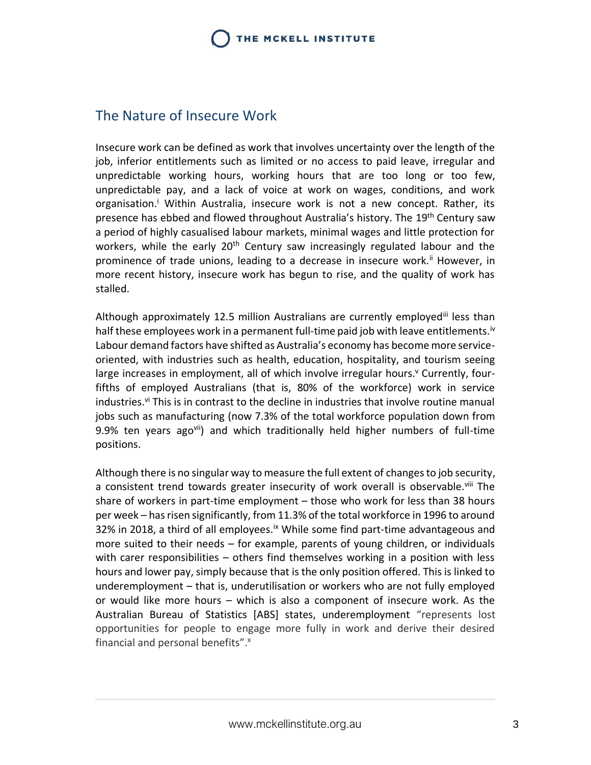## The Nature of Insecure Work

Insecure work can be defined as work that involves uncertainty over the length of the job, inferior entitlements such as limited or no access to paid leave, irregular and unpredictable working hours, working hours that are too long or too few, unpredictable pay, and a lack of voice at work on wages, conditions, and work organisation.[i] Within Australia, insecure work is not a new concept. Rather, its presence has ebbed and flowed throughout Australia's history. The 19th Century saw a period of highly casualised labour markets, minimal wages and little protection for workers, while the early 20th Century saw increasingly regulated labour and the prominence of trade unions, leading to a decrease in insecure work.[ii] However, in more recent history, insecure work has begun to rise, and the quality of work has stalled.

Although approximately 12.5 million Australians are currently employed[iii] less than half these employees work in a permanent full-time paid job with leave entitlements.[iv] Labour demand factors have shifted as Australia's economy has become more service-oriented, with industries such as health, education, hospitality, and tourism seeing large increases in employment, all of which involve irregular hours.[v] Currently, four-fifths of employed Australians (that is, 80% of the workforce) work in service industries.[vi] This is in contrast to the decline in industries that involve routine manual jobs such as manufacturing (now 7.3% of the total workforce population down from 9.9% ten years ago[vii]) and which traditionally held higher numbers of full-time positions.

Although there is no singular way to measure the full extent of changes to job security, a consistent trend towards greater insecurity of work overall is observable.[viii] The share of workers in part-time employment – those who work for less than 38 hours per week – has risen significantly, from 11.3% of the total workforce in 1996 to around 32% in 2018, a third of all employees.[ix] While some find part-time advantageous and more suited to their needs – for example, parents of young children, or individuals with carer responsibilities – others find themselves working in a position with less hours and lower pay, simply because that is the only position offered. This is linked to underemployment – that is, underutilisation or workers who are not fully employed or would like more hours – which is also a component of insecure work. As the Australian Bureau of Statistics [ABS] states, underemployment "represents lost opportunities for people to engage more fully in work and derive their desired financial and personal benefits".[x]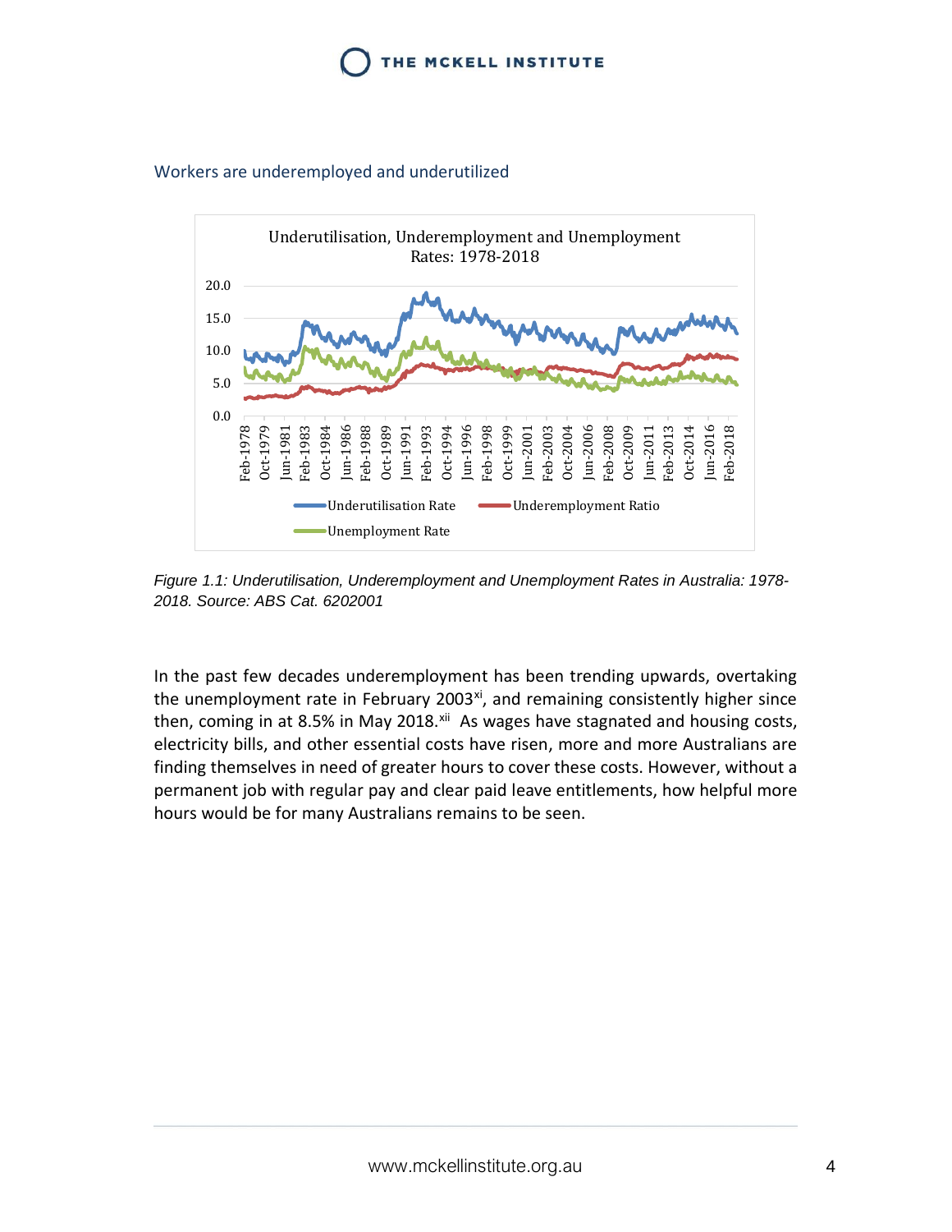## Workers are underemployed and underutilized

*Figure 1.1: Underutilisation, Underemployment and Unemployment Rates in Australia: 1978-2018. Source: ABS Cat. 6202001*

In the past few decades underemployment has been trending upwards, overtaking the unemployment rate in February 2003[xi], and remaining consistently higher since then, coming in at 8.5% in May 2018.[xii] As wages have stagnated and housing costs, electricity bills, and other essential costs have risen, more and more Australians are finding themselves in need of greater hours to cover these costs. However, without a permanent job with regular pay and clear paid leave entitlements, how helpful more hours would be for many Australians remains to be seen.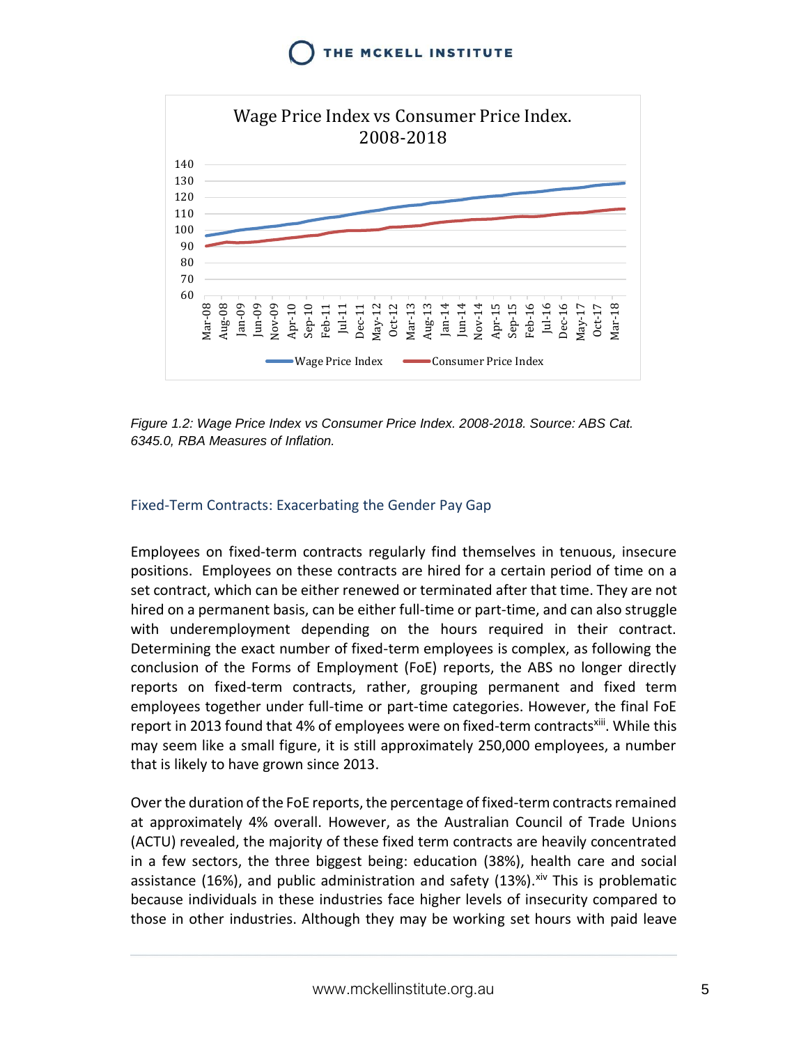Figure 1.2: *Wage Price Index vs Consumer Price Index. 2008-2018. Source: ABS Cat. 6345.0, RBA Measures of Inflation.*

## Fixed-Term Contracts: Exacerbating the Gender Pay Gap

Employees on fixed-term contracts regularly find themselves in tenuous, insecure positions. Employees on these contracts are hired for a certain period of time on a set contract, which can be either renewed or terminated after that time. They are not hired on a permanent basis, can be either full-time or part-time, and can also struggle with underemployment depending on the hours required in their contract. Determining the exact number of fixed-term employees is complex, as following the conclusion of the Forms of Employment (FoE) reports, the ABS no longer directly reports on fixed-term contracts, rather, grouping permanent and fixed term employees together under full-time or part-time categories. However, the final FoE report in 2013 found that 4% of employees were on fixed-term contracts[xiii]. While this may seem like a small figure, it is still approximately 250,000 employees, a number that is likely to have grown since 2013.

Over the duration of the FoE reports, the percentage of fixed-term contracts remained at approximately 4% overall. However, as the Australian Council of Trade Unions (ACTU) revealed, the majority of these fixed term contracts are heavily concentrated in a few sectors, the three biggest being: education (38%), health care and social assistance (16%), and public administration and safety (13%).[xiv] This is problematic because individuals in these industries face higher levels of insecurity compared to those in other industries. Although they may be working set hours with paid leave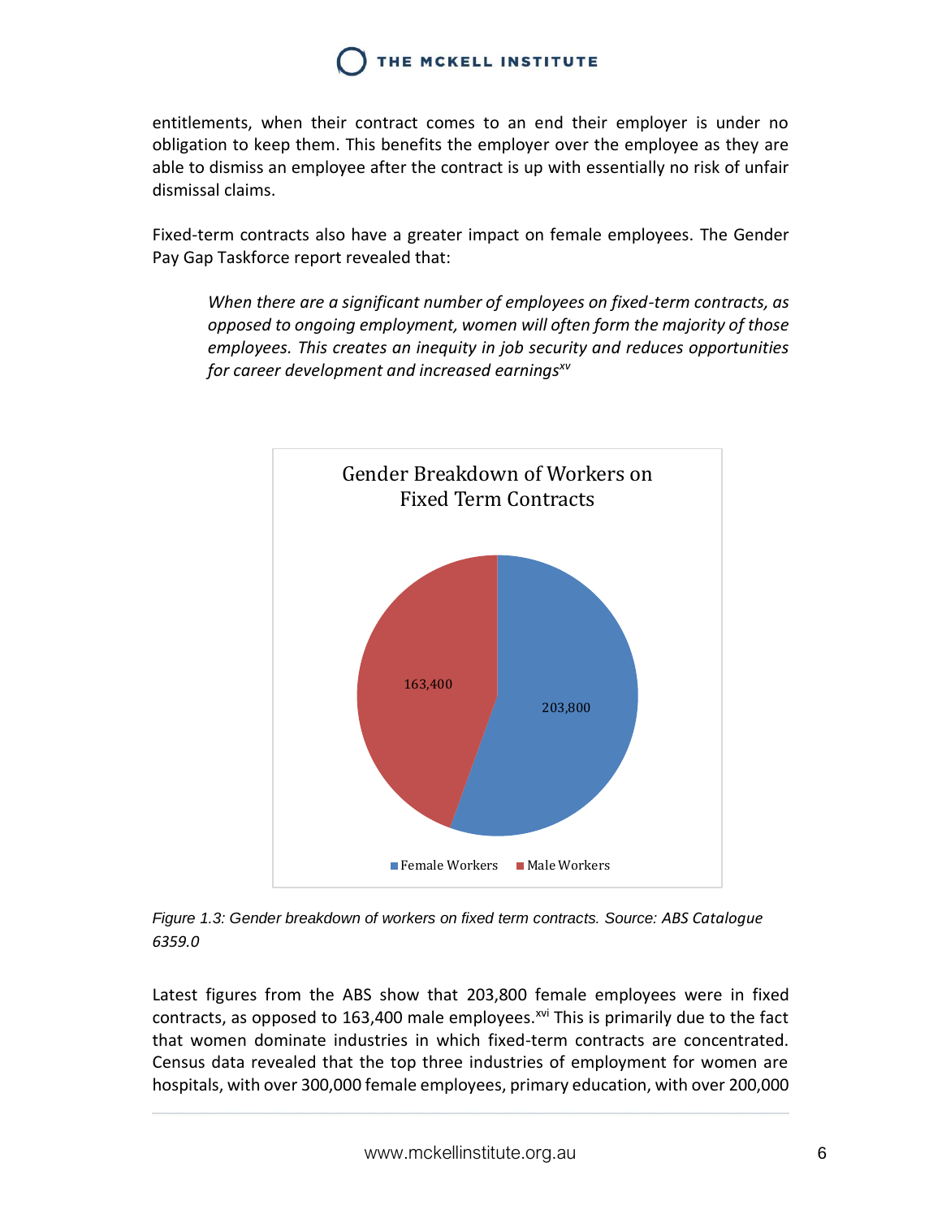entitlements, when their contract comes to an end their employer is under no obligation to keep them. This benefits the employer over the employee as they are able to dismiss an employee after the contract is up with essentially no risk of unfair dismissal claims.

Fixed-term contracts also have a greater impact on female employees. The Gender Pay Gap Taskforce report revealed that:

> *When there are a significant number of employees on fixed-term contracts, as opposed to ongoing employment, women will often form the majority of those employees. This creates an inequity in job security and reduces opportunities for career development and increased earnings*[xv]

Gender Breakdown of Workers on Fixed Term Contracts

| | Workers |
|---|---|
| Female Workers | 203,800 |
| Male Workers | 163,400 |

*Figure 1.3: Gender breakdown of workers on fixed term contracts. Source: ABS Catalogue 6359.0*

Latest figures from the ABS show that 203,800 female employees were in fixed contracts, as opposed to 163,400 male employees.[xvi] This is primarily due to the fact that women dominate industries in which fixed-term contracts are concentrated. Census data revealed that the top three industries of employment for women are hospitals, with over 300,000 female employees, primary education, with over 200,000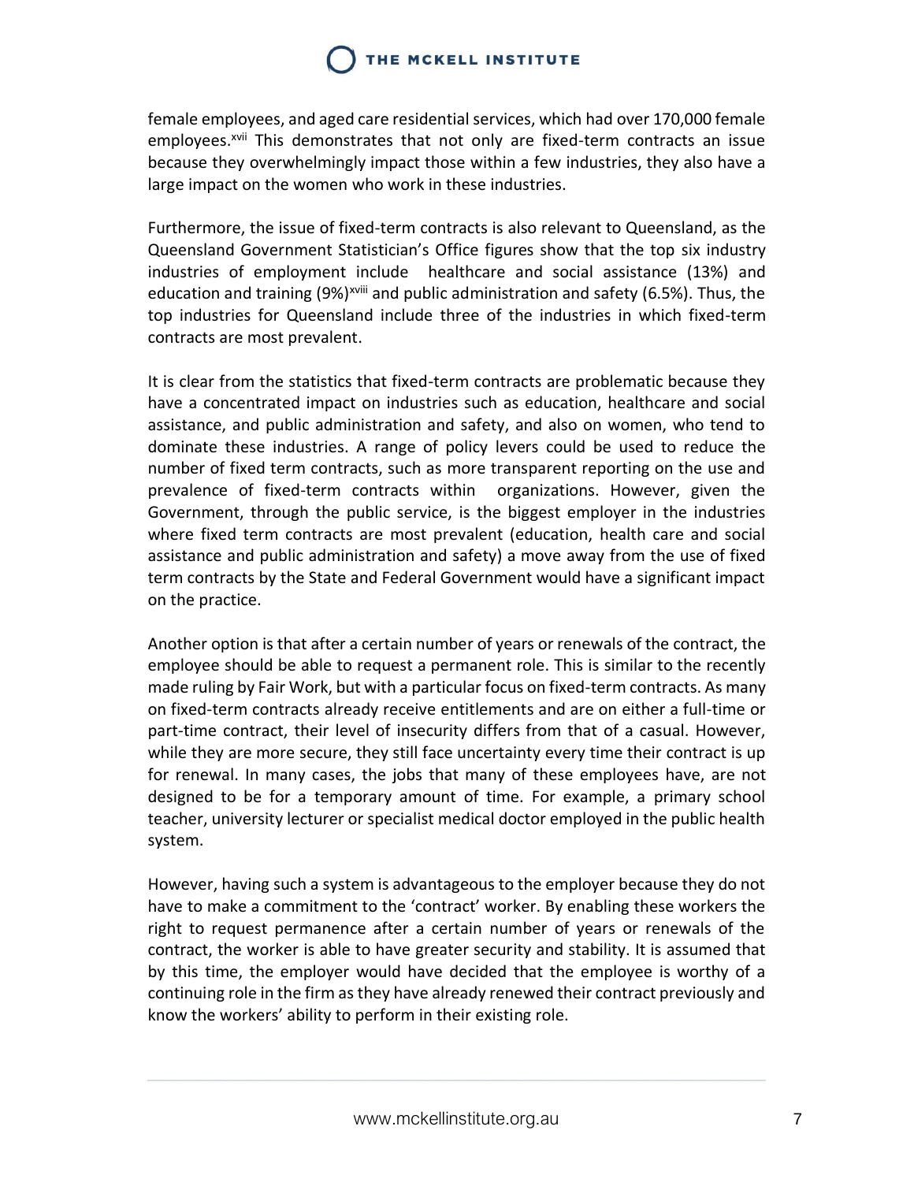female employees, and aged care residential services, which had over 170,000 female employees.[xvii] This demonstrates that not only are fixed-term contracts an issue because they overwhelmingly impact those within a few industries, they also have a large impact on the women who work in these industries.

Furthermore, the issue of fixed-term contracts is also relevant to Queensland, as the Queensland Government Statistician's Office figures show that the top six industry industries of employment include healthcare and social assistance (13%) and education and training (9%)[xviii] and public administration and safety (6.5%). Thus, the top industries for Queensland include three of the industries in which fixed-term contracts are most prevalent.

It is clear from the statistics that fixed-term contracts are problematic because they have a concentrated impact on industries such as education, healthcare and social assistance, and public administration and safety, and also on women, who tend to dominate these industries. A range of policy levers could be used to reduce the number of fixed term contracts, such as more transparent reporting on the use and prevalence of fixed-term contracts within organizations. However, given the Government, through the public service, is the biggest employer in the industries where fixed term contracts are most prevalent (education, health care and social assistance and public administration and safety) a move away from the use of fixed term contracts by the State and Federal Government would have a significant impact on the practice.

Another option is that after a certain number of years or renewals of the contract, the employee should be able to request a permanent role. This is similar to the recently made ruling by Fair Work, but with a particular focus on fixed-term contracts. As many on fixed-term contracts already receive entitlements and are on either a full-time or part-time contract, their level of insecurity differs from that of a casual. However, while they are more secure, they still face uncertainty every time their contract is up for renewal. In many cases, the jobs that many of these employees have, are not designed to be for a temporary amount of time. For example, a primary school teacher, university lecturer or specialist medical doctor employed in the public health system.

However, having such a system is advantageous to the employer because they do not have to make a commitment to the 'contract' worker. By enabling these workers the right to request permanence after a certain number of years or renewals of the contract, the worker is able to have greater security and stability. It is assumed that by this time, the employer would have decided that the employee is worthy of a continuing role in the firm as they have already renewed their contract previously and know the workers' ability to perform in their existing role.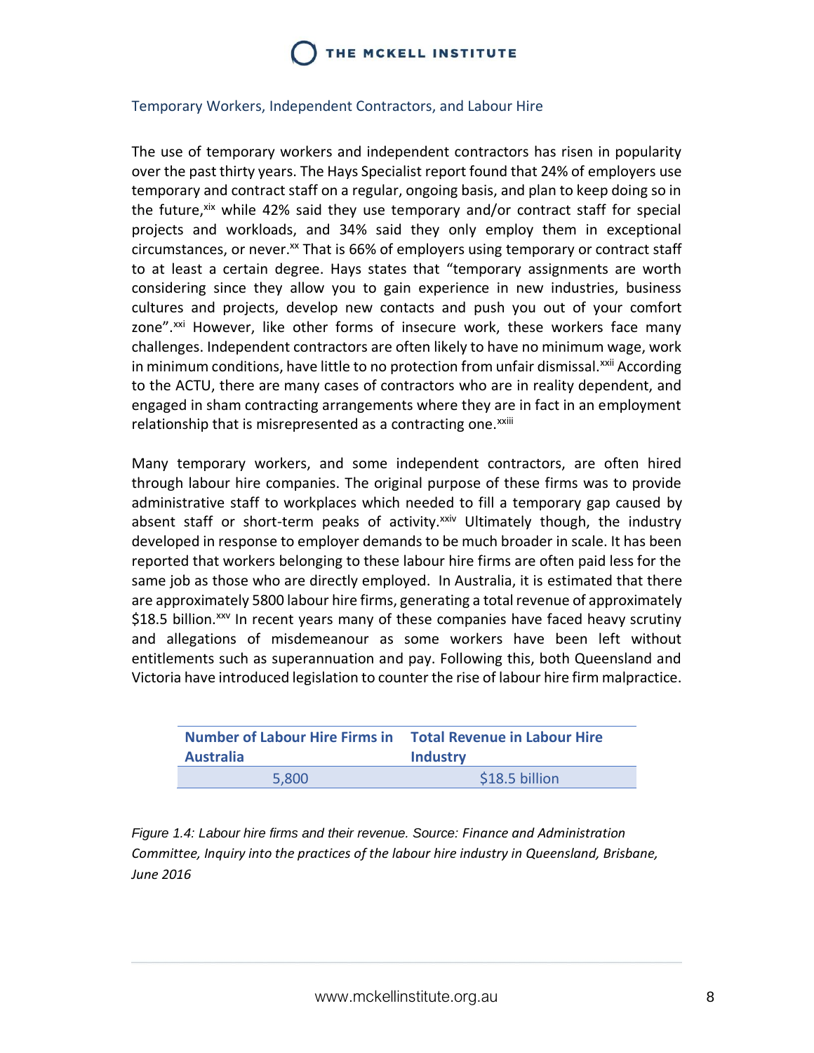## Temporary Workers, Independent Contractors, and Labour Hire

The use of temporary workers and independent contractors has risen in popularity over the past thirty years. The Hays Specialist report found that 24% of employers use temporary and contract staff on a regular, ongoing basis, and plan to keep doing so in the future,[xix] while 42% said they use temporary and/or contract staff for special projects and workloads, and 34% said they only employ them in exceptional circumstances, or never.[xx] That is 66% of employers using temporary or contract staff to at least a certain degree. Hays states that "temporary assignments are worth considering since they allow you to gain experience in new industries, business cultures and projects, develop new contacts and push you out of your comfort zone".[xxi] However, like other forms of insecure work, these workers face many challenges. Independent contractors are often likely to have no minimum wage, work in minimum conditions, have little to no protection from unfair dismissal.[xxii] According to the ACTU, there are many cases of contractors who are in reality dependent, and engaged in sham contracting arrangements where they are in fact in an employment relationship that is misrepresented as a contracting one.[xxiii]

Many temporary workers, and some independent contractors, are often hired through labour hire companies. The original purpose of these firms was to provide administrative staff to workplaces which needed to fill a temporary gap caused by absent staff or short-term peaks of activity.[xxiv] Ultimately though, the industry developed in response to employer demands to be much broader in scale. It has been reported that workers belonging to these labour hire firms are often paid less for the same job as those who are directly employed. In Australia, it is estimated that there are approximately 5800 labour hire firms, generating a total revenue of approximately $18.5 billion.[xxv] In recent years many of these companies have faced heavy scrutiny and allegations of misdemeanour as some workers have been left without entitlements such as superannuation and pay. Following this, both Queensland and Victoria have introduced legislation to counter the rise of labour hire firm malpractice.

| Number of Labour Hire Firms in Australia | Total Revenue in Labour Hire Industry |
|---|---|
| 5,800 | $18.5 billion |

*Figure 1.4: Labour hire firms and their revenue. Source: Finance and Administration Committee, Inquiry into the practices of the labour hire industry in Queensland, Brisbane, June 2016*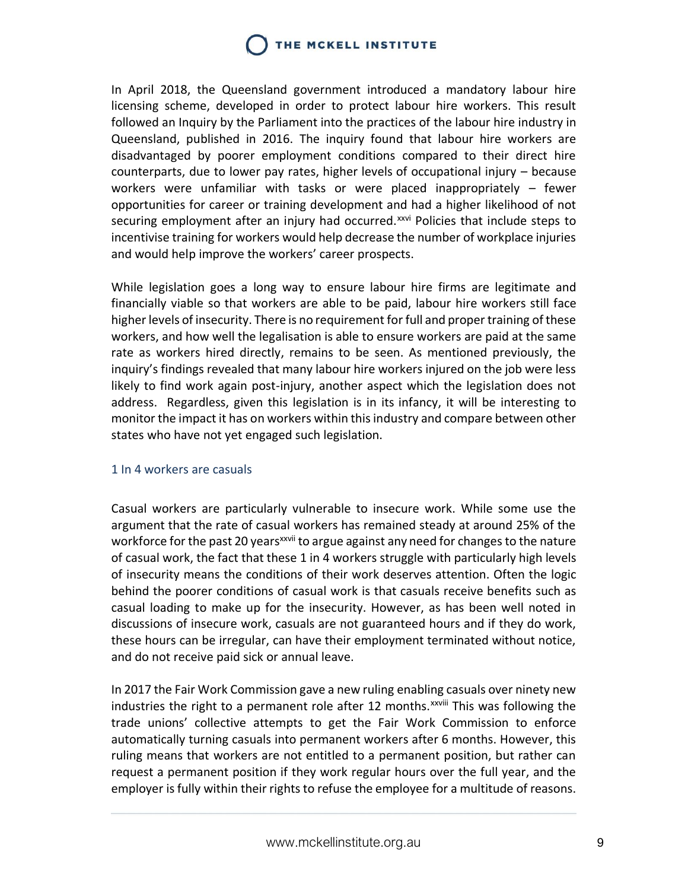In April 2018, the Queensland government introduced a mandatory labour hire licensing scheme, developed in order to protect labour hire workers. This result followed an Inquiry by the Parliament into the practices of the labour hire industry in Queensland, published in 2016. The inquiry found that labour hire workers are disadvantaged by poorer employment conditions compared to their direct hire counterparts, due to lower pay rates, higher levels of occupational injury – because workers were unfamiliar with tasks or were placed inappropriately – fewer opportunities for career or training development and had a higher likelihood of not securing employment after an injury had occurred.[xxvi] Policies that include steps to incentivise training for workers would help decrease the number of workplace injuries and would help improve the workers' career prospects.

While legislation goes a long way to ensure labour hire firms are legitimate and financially viable so that workers are able to be paid, labour hire workers still face higher levels of insecurity. There is no requirement for full and proper training of these workers, and how well the legalisation is able to ensure workers are paid at the same rate as workers hired directly, remains to be seen. As mentioned previously, the inquiry's findings revealed that many labour hire workers injured on the job were less likely to find work again post-injury, another aspect which the legislation does not address. Regardless, given this legislation is in its infancy, it will be interesting to monitor the impact it has on workers within this industry and compare between other states who have not yet engaged such legislation.

### 1 In 4 workers are casuals

Casual workers are particularly vulnerable to insecure work. While some use the argument that the rate of casual workers has remained steady at around 25% of the workforce for the past 20 years[xxvii] to argue against any need for changes to the nature of casual work, the fact that these 1 in 4 workers struggle with particularly high levels of insecurity means the conditions of their work deserves attention. Often the logic behind the poorer conditions of casual work is that casuals receive benefits such as casual loading to make up for the insecurity. However, as has been well noted in discussions of insecure work, casuals are not guaranteed hours and if they do work, these hours can be irregular, can have their employment terminated without notice, and do not receive paid sick or annual leave.

In 2017 the Fair Work Commission gave a new ruling enabling casuals over ninety new industries the right to a permanent role after 12 months.[xxviii] This was following the trade unions' collective attempts to get the Fair Work Commission to enforce automatically turning casuals into permanent workers after 6 months. However, this ruling means that workers are not entitled to a permanent position, but rather can request a permanent position if they work regular hours over the full year, and the employer is fully within their rights to refuse the employee for a multitude of reasons.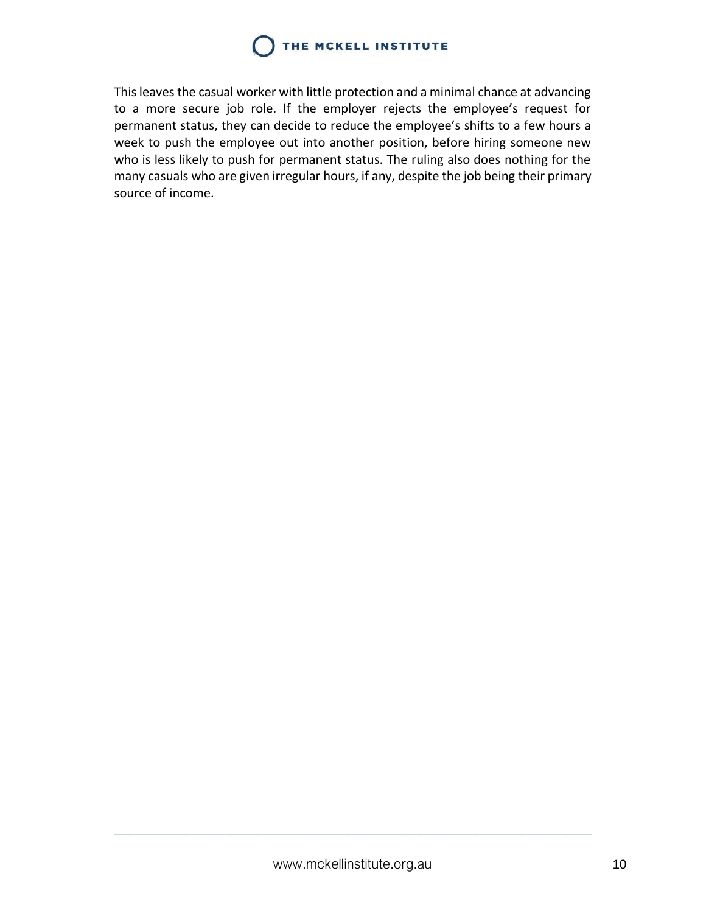This leaves the casual worker with little protection and a minimal chance at advancing to a more secure job role. If the employer rejects the employee's request for permanent status, they can decide to reduce the employee's shifts to a few hours a week to push the employee out into another position, before hiring someone new who is less likely to push for permanent status. The ruling also does nothing for the many casuals who are given irregular hours, if any, despite the job being their primary source of income.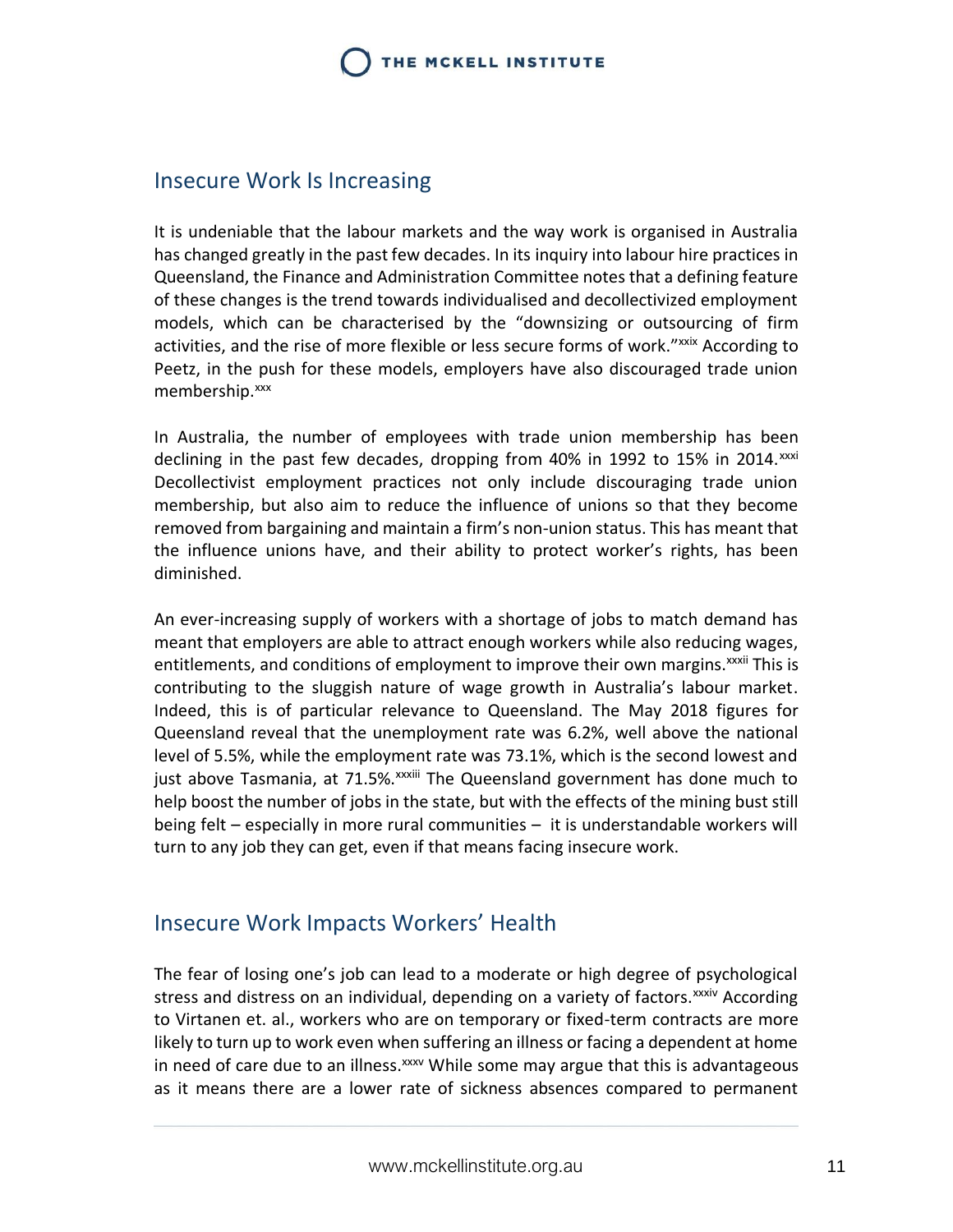## Insecure Work Is Increasing

It is undeniable that the labour markets and the way work is organised in Australia has changed greatly in the past few decades. In its inquiry into labour hire practices in Queensland, the Finance and Administration Committee notes that a defining feature of these changes is the trend towards individualised and decollectivized employment models, which can be characterised by the "downsizing or outsourcing of firm activities, and the rise of more flexible or less secure forms of work."[xxix] According to Peetz, in the push for these models, employers have also discouraged trade union membership.[xxx]

In Australia, the number of employees with trade union membership has been declining in the past few decades, dropping from 40% in 1992 to 15% in 2014.[xxxi] Decollectivist employment practices not only include discouraging trade union membership, but also aim to reduce the influence of unions so that they become removed from bargaining and maintain a firm's non-union status. This has meant that the influence unions have, and their ability to protect worker's rights, has been diminished.

An ever-increasing supply of workers with a shortage of jobs to match demand has meant that employers are able to attract enough workers while also reducing wages, entitlements, and conditions of employment to improve their own margins.[xxxii] This is contributing to the sluggish nature of wage growth in Australia's labour market. Indeed, this is of particular relevance to Queensland. The May 2018 figures for Queensland reveal that the unemployment rate was 6.2%, well above the national level of 5.5%, while the employment rate was 73.1%, which is the second lowest and just above Tasmania, at 71.5%.[xxxiii] The Queensland government has done much to help boost the number of jobs in the state, but with the effects of the mining bust still being felt – especially in more rural communities – it is understandable workers will turn to any job they can get, even if that means facing insecure work.

## Insecure Work Impacts Workers' Health

The fear of losing one's job can lead to a moderate or high degree of psychological stress and distress on an individual, depending on a variety of factors.[xxxiv] According to Virtanen et. al., workers who are on temporary or fixed-term contracts are more likely to turn up to work even when suffering an illness or facing a dependent at home in need of care due to an illness.[xxxv] While some may argue that this is advantageous as it means there are a lower rate of sickness absences compared to permanent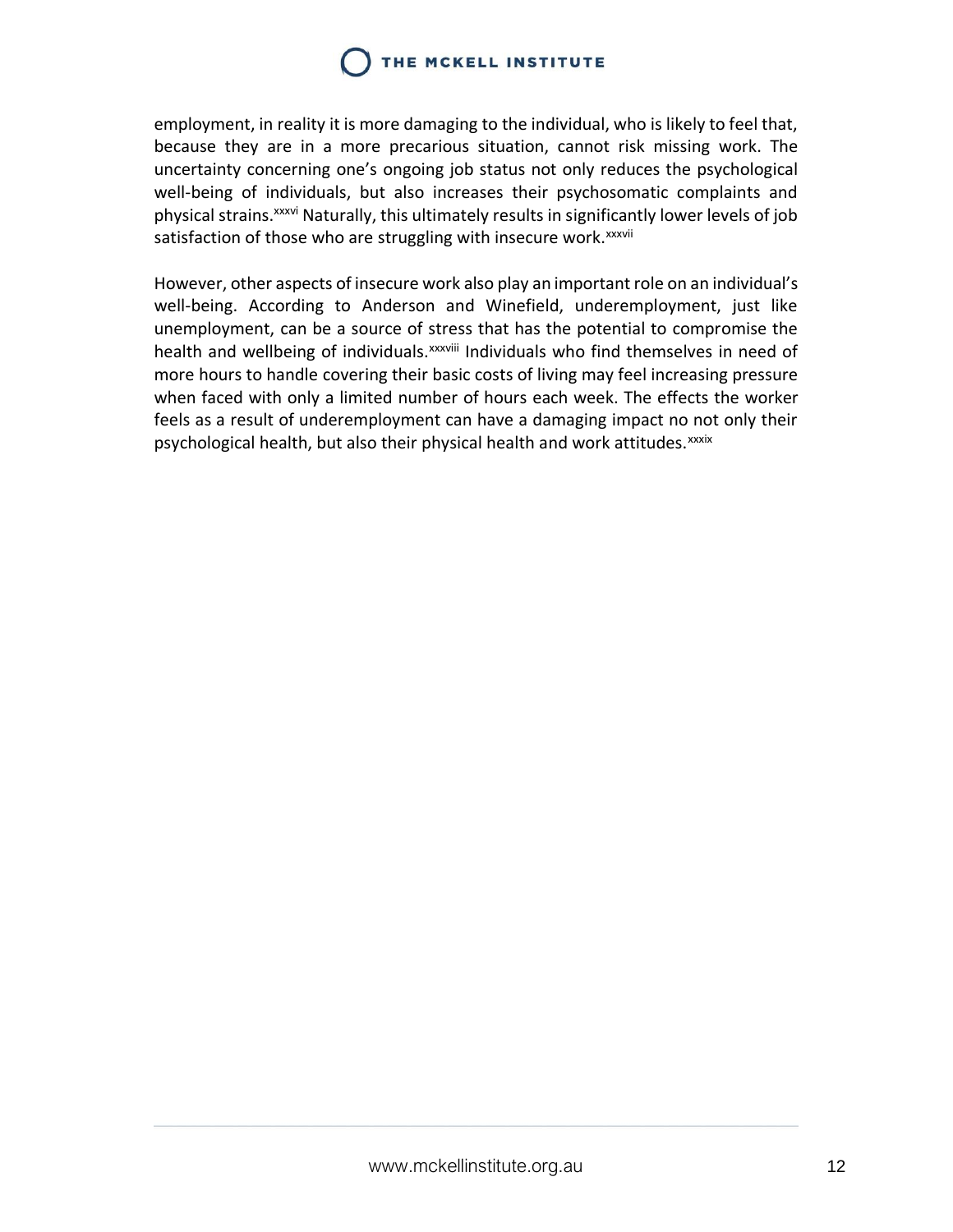employment, in reality it is more damaging to the individual, who is likely to feel that, because they are in a more precarious situation, cannot risk missing work. The uncertainty concerning one's ongoing job status not only reduces the psychological well-being of individuals, but also increases their psychosomatic complaints and physical strains.[xxxvi] Naturally, this ultimately results in significantly lower levels of job satisfaction of those who are struggling with insecure work.[xxxvii]

However, other aspects of insecure work also play an important role on an individual's well-being. According to Anderson and Winefield, underemployment, just like unemployment, can be a source of stress that has the potential to compromise the health and wellbeing of individuals.[xxxviii] Individuals who find themselves in need of more hours to handle covering their basic costs of living may feel increasing pressure when faced with only a limited number of hours each week. The effects the worker feels as a result of underemployment can have a damaging impact no not only their psychological health, but also their physical health and work attitudes.[xxxix]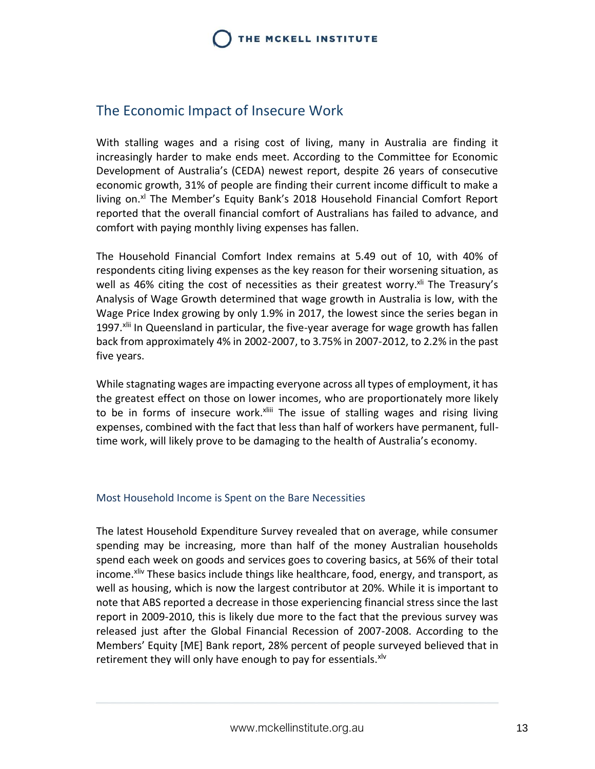## The Economic Impact of Insecure Work

With stalling wages and a rising cost of living, many in Australia are finding it increasingly harder to make ends meet. According to the Committee for Economic Development of Australia's (CEDA) newest report, despite 26 years of consecutive economic growth, 31% of people are finding their current income difficult to make a living on.[xl] The Member's Equity Bank's 2018 Household Financial Comfort Report reported that the overall financial comfort of Australians has failed to advance, and comfort with paying monthly living expenses has fallen.

The Household Financial Comfort Index remains at 5.49 out of 10, with 40% of respondents citing living expenses as the key reason for their worsening situation, as well as 46% citing the cost of necessities as their greatest worry.[xli] The Treasury's Analysis of Wage Growth determined that wage growth in Australia is low, with the Wage Price Index growing by only 1.9% in 2017, the lowest since the series began in 1997.[xlii] In Queensland in particular, the five-year average for wage growth has fallen back from approximately 4% in 2002-2007, to 3.75% in 2007-2012, to 2.2% in the past five years.

While stagnating wages are impacting everyone across all types of employment, it has the greatest effect on those on lower incomes, who are proportionately more likely to be in forms of insecure work.[xliii] The issue of stalling wages and rising living expenses, combined with the fact that less than half of workers have permanent, full-time work, will likely prove to be damaging to the health of Australia's economy.

### Most Household Income is Spent on the Bare Necessities

The latest Household Expenditure Survey revealed that on average, while consumer spending may be increasing, more than half of the money Australian households spend each week on goods and services goes to covering basics, at 56% of their total income.[xliv] These basics include things like healthcare, food, energy, and transport, as well as housing, which is now the largest contributor at 20%. While it is important to note that ABS reported a decrease in those experiencing financial stress since the last report in 2009-2010, this is likely due more to the fact that the previous survey was released just after the Global Financial Recession of 2007-2008. According to the Members' Equity [ME] Bank report, 28% percent of people surveyed believed that in retirement they will only have enough to pay for essentials.[xlv]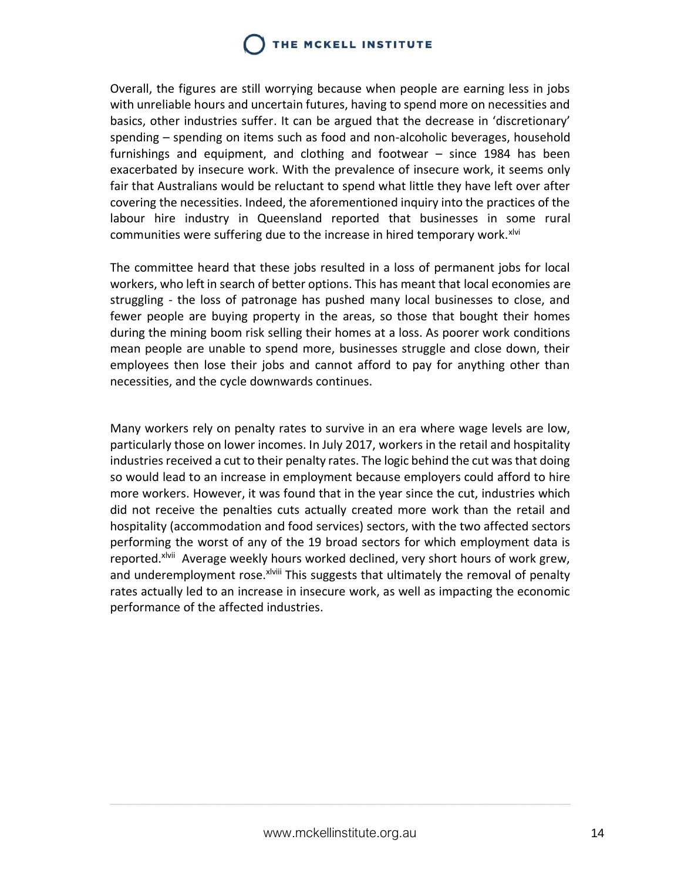Overall, the figures are still worrying because when people are earning less in jobs with unreliable hours and uncertain futures, having to spend more on necessities and basics, other industries suffer. It can be argued that the decrease in 'discretionary' spending – spending on items such as food and non-alcoholic beverages, household furnishings and equipment, and clothing and footwear – since 1984 has been exacerbated by insecure work. With the prevalence of insecure work, it seems only fair that Australians would be reluctant to spend what little they have left over after covering the necessities. Indeed, the aforementioned inquiry into the practices of the labour hire industry in Queensland reported that businesses in some rural communities were suffering due to the increase in hired temporary work.[xlvi]

The committee heard that these jobs resulted in a loss of permanent jobs for local workers, who left in search of better options. This has meant that local economies are struggling - the loss of patronage has pushed many local businesses to close, and fewer people are buying property in the areas, so those that bought their homes during the mining boom risk selling their homes at a loss. As poorer work conditions mean people are unable to spend more, businesses struggle and close down, their employees then lose their jobs and cannot afford to pay for anything other than necessities, and the cycle downwards continues.

Many workers rely on penalty rates to survive in an era where wage levels are low, particularly those on lower incomes. In July 2017, workers in the retail and hospitality industries received a cut to their penalty rates. The logic behind the cut was that doing so would lead to an increase in employment because employers could afford to hire more workers. However, it was found that in the year since the cut, industries which did not receive the penalties cuts actually created more work than the retail and hospitality (accommodation and food services) sectors, with the two affected sectors performing the worst of any of the 19 broad sectors for which employment data is reported.[xlvii] Average weekly hours worked declined, very short hours of work grew, and underemployment rose.[xlviii] This suggests that ultimately the removal of penalty rates actually led to an increase in insecure work, as well as impacting the economic performance of the affected industries.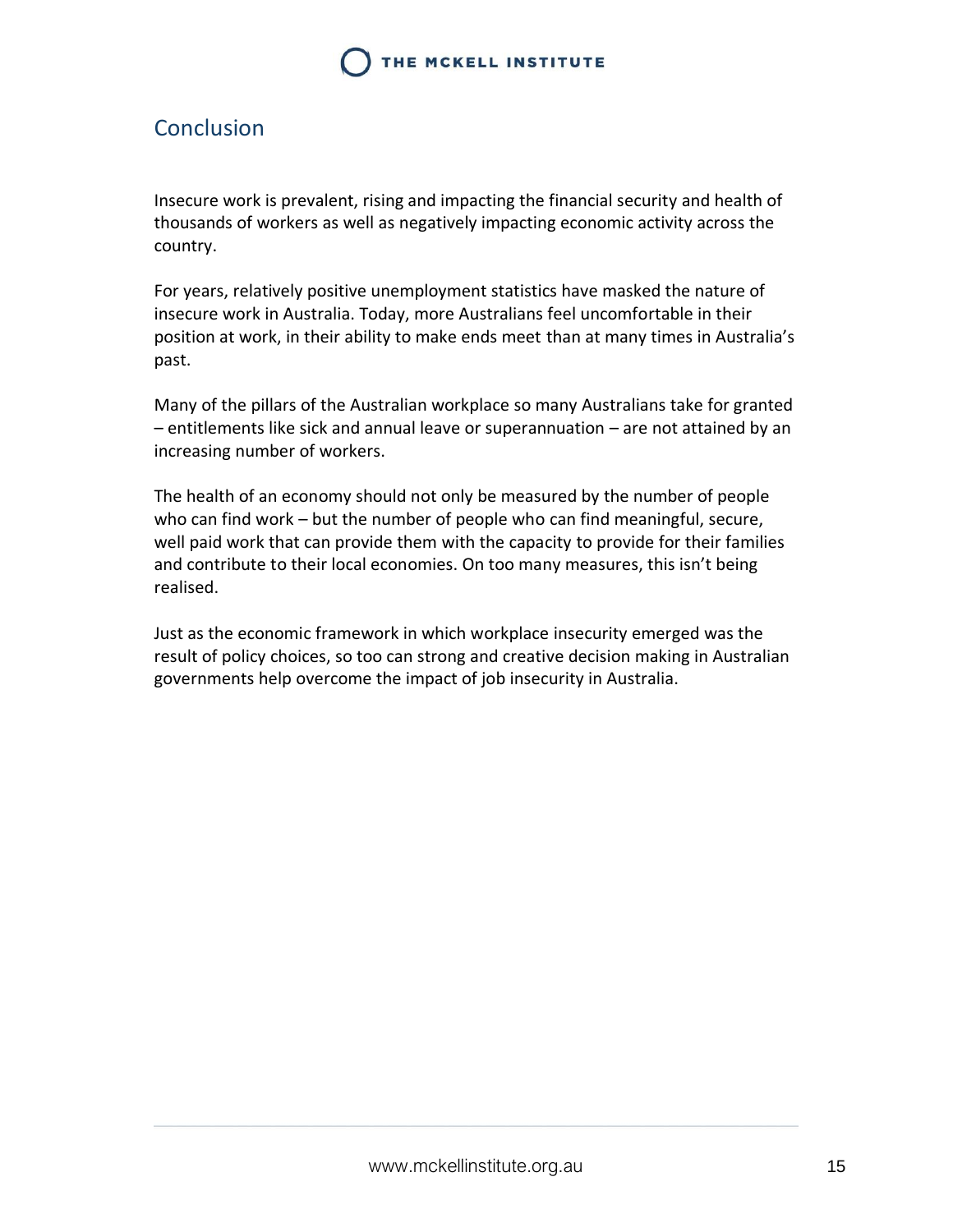## Conclusion

Insecure work is prevalent, rising and impacting the financial security and health of thousands of workers as well as negatively impacting economic activity across the country.

For years, relatively positive unemployment statistics have masked the nature of insecure work in Australia. Today, more Australians feel uncomfortable in their position at work, in their ability to make ends meet than at many times in Australia's past.

Many of the pillars of the Australian workplace so many Australians take for granted – entitlements like sick and annual leave or superannuation – are not attained by an increasing number of workers.

The health of an economy should not only be measured by the number of people who can find work – but the number of people who can find meaningful, secure, well paid work that can provide them with the capacity to provide for their families and contribute to their local economies. On too many measures, this isn't being realised.

Just as the economic framework in which workplace insecurity emerged was the result of policy choices, so too can strong and creative decision making in Australian governments help overcome the impact of job insecurity in Australia.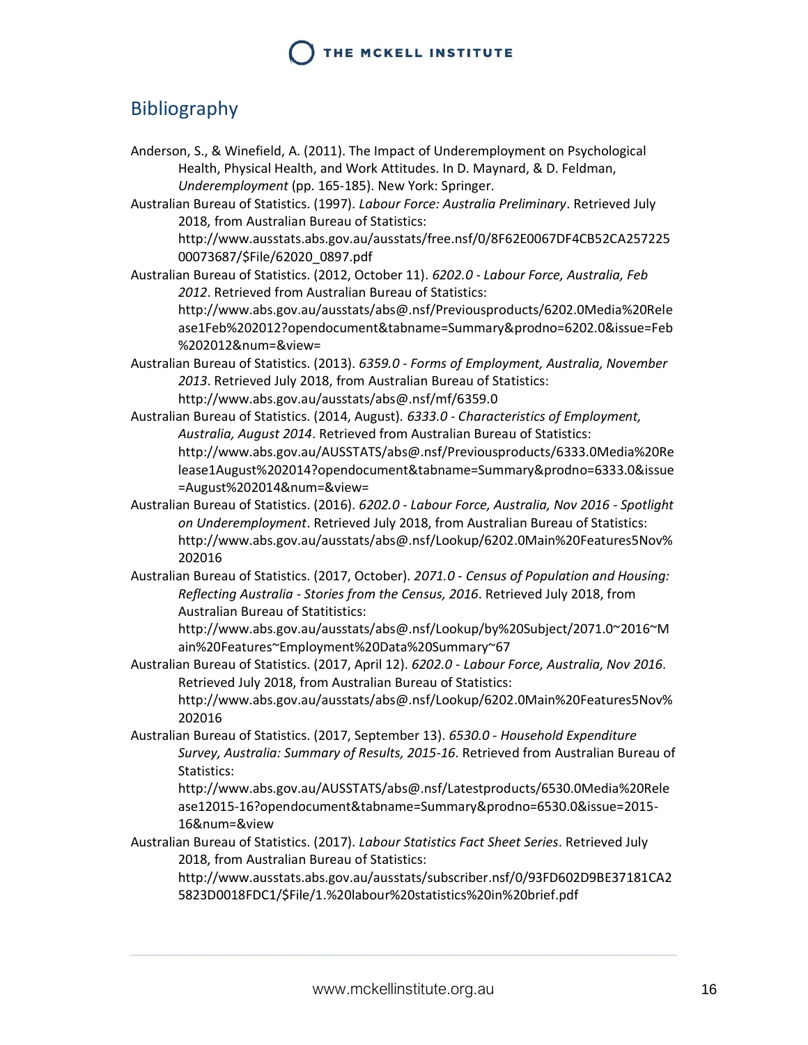## Bibliography

Anderson, S., & Winefield, A. (2011). The Impact of Underemployment on Psychological Health, Physical Health, and Work Attitudes. In D. Maynard, & D. Feldman, *Underemployment* (pp. 165-185). New York: Springer.

Australian Bureau of Statistics. (1997). *Labour Force: Australia Preliminary*. Retrieved July 2018, from Australian Bureau of Statistics: http://www.ausstats.abs.gov.au/ausstats/free.nsf/0/8F62E0067DF4CB52CA25722500073687/$File/62020_0897.pdf

Australian Bureau of Statistics. (2012, October 11). *6202.0 - Labour Force, Australia, Feb 2012*. Retrieved from Australian Bureau of Statistics: http://www.abs.gov.au/ausstats/abs@.nsf/Previousproducts/6202.0Media%20Release1Feb%202012?opendocument&tabname=Summary&prodno=6202.0&issue=Feb%202012&num=&view=

Australian Bureau of Statistics. (2013). *6359.0 - Forms of Employment, Australia, November 2013*. Retrieved July 2018, from Australian Bureau of Statistics: http://www.abs.gov.au/ausstats/abs@.nsf/mf/6359.0

Australian Bureau of Statistics. (2014, August). *6333.0 - Characteristics of Employment, Australia, August 2014*. Retrieved from Australian Bureau of Statistics: http://www.abs.gov.au/AUSSTATS/abs@.nsf/Previousproducts/6333.0Media%20Release1August%202014?opendocument&tabname=Summary&prodno=6333.0&issue=August%202014&num=&view=

Australian Bureau of Statistics. (2016). *6202.0 - Labour Force, Australia, Nov 2016 - Spotlight on Underemployment*. Retrieved July 2018, from Australian Bureau of Statistics: http://www.abs.gov.au/ausstats/abs@.nsf/Lookup/6202.0Main%20Features5Nov%202016

Australian Bureau of Statistics. (2017, October). *2071.0 - Census of Population and Housing: Reflecting Australia - Stories from the Census, 2016*. Retrieved July 2018, from Australian Bureau of Statitistics: http://www.abs.gov.au/ausstats/abs@.nsf/Lookup/by%20Subject/2071.0~2016~Main%20Features~Employment%20Data%20Summary~67

Australian Bureau of Statistics. (2017, April 12). *6202.0 - Labour Force, Australia, Nov 2016*. Retrieved July 2018, from Australian Bureau of Statistics: http://www.abs.gov.au/ausstats/abs@.nsf/Lookup/6202.0Main%20Features5Nov%202016

Australian Bureau of Statistics. (2017, September 13). *6530.0 - Household Expenditure Survey, Australia: Summary of Results, 2015-16*. Retrieved from Australian Bureau of Statistics: http://www.abs.gov.au/AUSSTATS/abs@.nsf/Latestproducts/6530.0Media%20Release12015-16?opendocument&tabname=Summary&prodno=6530.0&issue=2015-16&num=&view

Australian Bureau of Statistics. (2017). *Labour Statistics Fact Sheet Series*. Retrieved July 2018, from Australian Bureau of Statistics: http://www.ausstats.abs.gov.au/ausstats/subscriber.nsf/0/93FD602D9BE37181CA25823D0018FDC1/$File/1.%20labour%20statistics%20in%20brief.pdf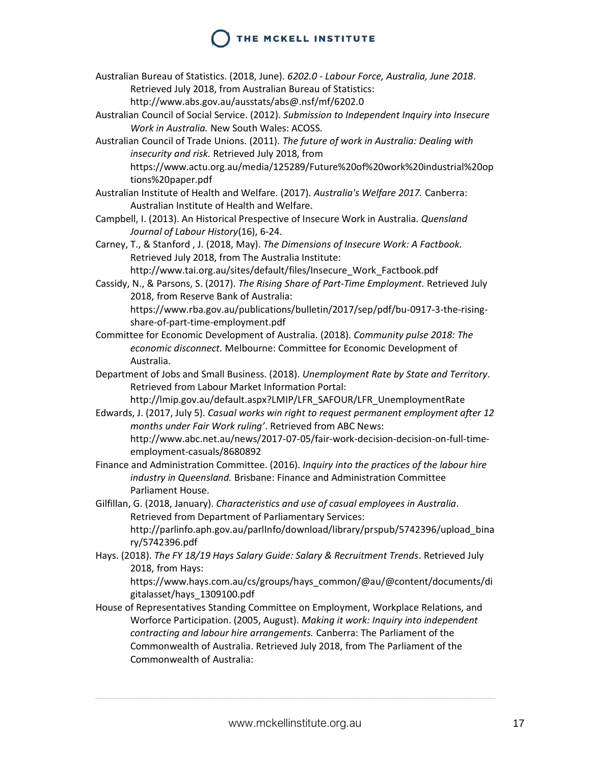Australian Bureau of Statistics. (2018, June). *6202.0 - Labour Force, Australia, June 2018*. Retrieved July 2018, from Australian Bureau of Statistics: http://www.abs.gov.au/ausstats/abs@.nsf/mf/6202.0

Australian Council of Social Service. (2012). *Submission to Independent Inquiry into Insecure Work in Australia.* New South Wales: ACOSS.

Australian Council of Trade Unions. (2011). *The future of work in Australia: Dealing with insecurity and risk.* Retrieved July 2018, from https://www.actu.org.au/media/125289/Future%20of%20work%20industrial%20options%20paper.pdf

Australian Institute of Health and Welfare. (2017). *Australia's Welfare 2017.* Canberra: Australian Institute of Health and Welfare.

Campbell, I. (2013). An Historical Prespective of Insecure Work in Australia. *Queensland Journal of Labour History*(16), 6-24.

Carney, T., & Stanford , J. (2018, May). *The Dimensions of Insecure Work: A Factbook.* Retrieved July 2018, from The Australia Institute: http://www.tai.org.au/sites/default/files/Insecure_Work_Factbook.pdf

Cassidy, N., & Parsons, S. (2017). *The Rising Share of Part-Time Employment.* Retrieved July 2018, from Reserve Bank of Australia: https://www.rba.gov.au/publications/bulletin/2017/sep/pdf/bu-0917-3-the-rising-share-of-part-time-employment.pdf

Committee for Economic Development of Australia. (2018). *Community pulse 2018: The economic disconnect.* Melbourne: Committee for Economic Development of Australia.

Department of Jobs and Small Business. (2018). *Unemployment Rate by State and Territory*. Retrieved from Labour Market Information Portal: http://lmip.gov.au/default.aspx?LMIP/LFR_SAFOUR/LFR_UnemploymentRate

Edwards, J. (2017, July 5). *Casual works win right to request permanent employment after 12 months under Fair Work ruling'*. Retrieved from ABC News: http://www.abc.net.au/news/2017-07-05/fair-work-decision-decision-on-full-time-employment-casuals/8680892

Finance and Administration Committee. (2016). *Inquiry into the practices of the labour hire industry in Queensland.* Brisbane: Finance and Administration Committee Parliament House.

Gilfillan, G. (2018, January). *Characteristics and use of casual employees in Australia*. Retrieved from Department of Parliamentary Services: http://parlinfo.aph.gov.au/parlInfo/download/library/prspub/5742396/upload_binary/5742396.pdf

Hays. (2018). *The FY 18/19 Hays Salary Guide: Salary & Recruitment Trends*. Retrieved July 2018, from Hays: https://www.hays.com.au/cs/groups/hays_common/@au/@content/documents/digitalasset/hays_1309100.pdf

House of Representatives Standing Committee on Employment, Workplace Relations, and Worforce Participation. (2005, August). *Making it work: Inquiry into independent contracting and labour hire arrangements.* Canberra: The Parliament of the Commonwealth of Australia. Retrieved July 2018, from The Parliament of the Commonwealth of Australia: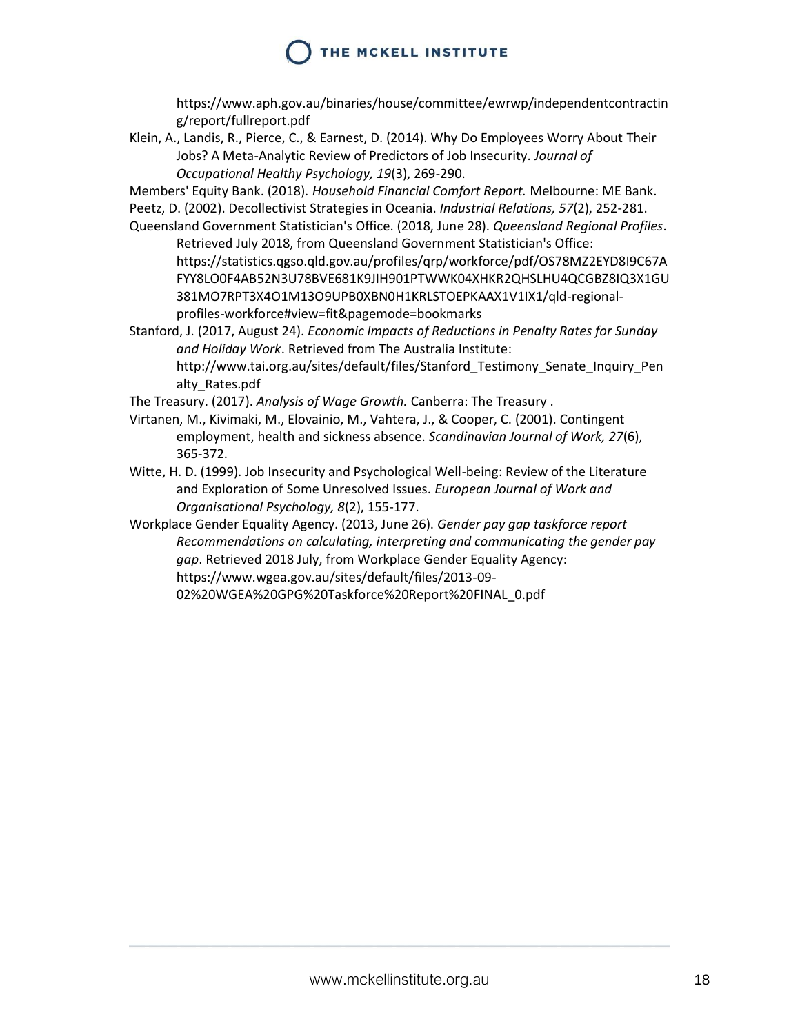https://www.aph.gov.au/binaries/house/committee/ewrwp/independentcontracting/report/fullreport.pdf

Klein, A., Landis, R., Pierce, C., & Earnest, D. (2014). Why Do Employees Worry About Their Jobs? A Meta-Analytic Review of Predictors of Job Insecurity. *Journal of Occupational Healthy Psychology, 19*(3), 269-290.

Members' Equity Bank. (2018). *Household Financial Comfort Report.* Melbourne: ME Bank.

Peetz, D. (2002). Decollectivist Strategies in Oceania. *Industrial Relations, 57*(2), 252-281.

Queensland Government Statistician's Office. (2018, June 28). *Queensland Regional Profiles*. Retrieved July 2018, from Queensland Government Statistician's Office: https://statistics.qgso.qld.gov.au/profiles/qrp/workforce/pdf/OS78MZ2EYD8I9C67AFYY8LO0F4AB52N3U78BVE681K9JIH901PTWWK04XHKR2QHSLHU4QCGBZ8IQ3X1GU381MO7RPT3X4O1M13O9UPB0XBN0H1KRLSTOEPKAAX1V1IX1/qld-regional-profiles-workforce#view=fit&pagemode=bookmarks

Stanford, J. (2017, August 24). *Economic Impacts of Reductions in Penalty Rates for Sunday and Holiday Work*. Retrieved from The Australia Institute: http://www.tai.org.au/sites/default/files/Stanford_Testimony_Senate_Inquiry_Penalty_Rates.pdf

The Treasury. (2017). *Analysis of Wage Growth.* Canberra: The Treasury .

Virtanen, M., Kivimaki, M., Elovainio, M., Vahtera, J., & Cooper, C. (2001). Contingent employment, health and sickness absence. *Scandinavian Journal of Work, 27*(6), 365-372.

Witte, H. D. (1999). Job Insecurity and Psychological Well-being: Review of the Literature and Exploration of Some Unresolved Issues. *European Journal of Work and Organisational Psychology, 8*(2), 155-177.

Workplace Gender Equality Agency. (2013, June 26). *Gender pay gap taskforce report Recommendations on calculating, interpreting and communicating the gender pay gap*. Retrieved 2018 July, from Workplace Gender Equality Agency: https://www.wgea.gov.au/sites/default/files/2013-09-02%20WGEA%20GPG%20Taskforce%20Report%20FINAL_0.pdf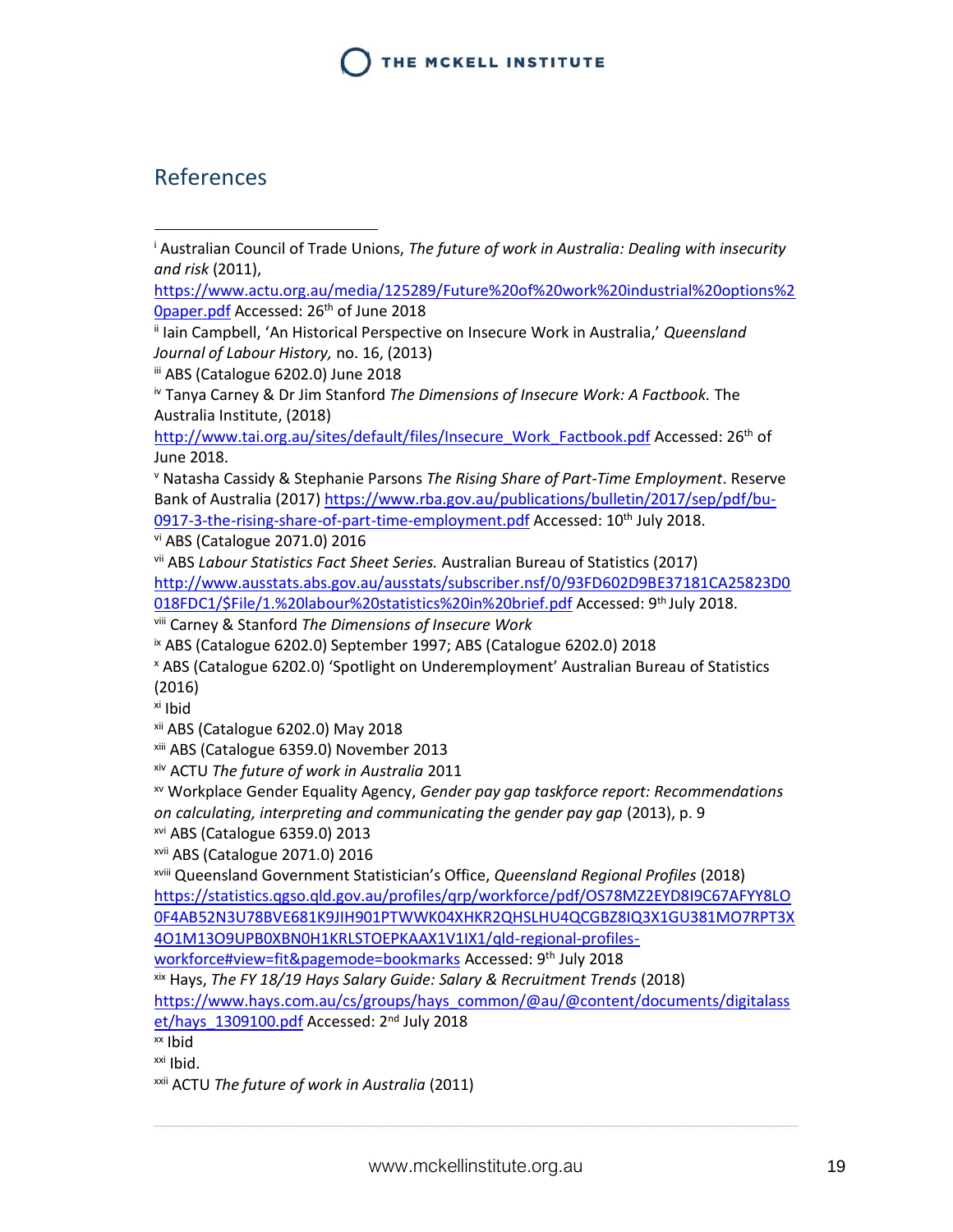## References

[i] Australian Council of Trade Unions, *The future of work in Australia: Dealing with insecurity and risk* (2011), https://www.actu.org.au/media/125289/Future%20of%20work%20industrial%20options%20paper.pdf Accessed: 26th of June 2018

[ii] Iain Campbell, 'An Historical Perspective on Insecure Work in Australia,' *Queensland Journal of Labour History,* no. 16, (2013)

[iii] ABS (Catalogue 6202.0) June 2018

[iv] Tanya Carney & Dr Jim Stanford *The Dimensions of Insecure Work: A Factbook.* The Australia Institute, (2018) http://www.tai.org.au/sites/default/files/Insecure_Work_Factbook.pdf Accessed: 26th of June 2018.

[v] Natasha Cassidy & Stephanie Parsons *The Rising Share of Part-Time Employment*. Reserve Bank of Australia (2017) https://www.rba.gov.au/publications/bulletin/2017/sep/pdf/bu-0917-3-the-rising-share-of-part-time-employment.pdf Accessed: 10th July 2018.

[vi] ABS (Catalogue 2071.0) 2016

[vii] ABS *Labour Statistics Fact Sheet Series.* Australian Bureau of Statistics (2017) http://www.ausstats.abs.gov.au/ausstats/subscriber.nsf/0/93FD602D9BE37181CA25823D0018FDC1/$File/1.%20labour%20statistics%20in%20brief.pdf Accessed: 9th July 2018.

[viii] Carney & Stanford *The Dimensions of Insecure Work*

[ix] ABS (Catalogue 6202.0) September 1997; ABS (Catalogue 6202.0) 2018

[x] ABS (Catalogue 6202.0) 'Spotlight on Underemployment' Australian Bureau of Statistics (2016)

[xi] Ibid

[xii] ABS (Catalogue 6202.0) May 2018

[xiii] ABS (Catalogue 6359.0) November 2013

[xiv] ACTU *The future of work in Australia* 2011

[xv] Workplace Gender Equality Agency, *Gender pay gap taskforce report: Recommendations on calculating, interpreting and communicating the gender pay gap* (2013), p. 9

[xvi] ABS (Catalogue 6359.0) 2013

[xvii] ABS (Catalogue 2071.0) 2016

[xviii] Queensland Government Statistician's Office, *Queensland Regional Profiles* (2018) https://statistics.qgso.qld.gov.au/profiles/qrp/workforce/pdf/OS78MZ2EYD8I9C67AFYY8LO0F4AB52N3U78BVE681K9JIH901PTWWK04XHKR2QHSLHU4QCGBZ8IQ3X1GU381MO7RPT3X4O1M13O9UPB0XBN0H1KRLSTOEPKAAX1V1IX1/qld-regional-profiles-workforce#view=fit&pagemode=bookmarks Accessed: 9th July 2018

[xix] Hays, *The FY 18/19 Hays Salary Guide: Salary & Recruitment Trends* (2018) https://www.hays.com.au/cs/groups/hays_common/@au/@content/documents/digitalasset/hays_1309100.pdf Accessed: 2nd July 2018

[xx] Ibid

[xxi] Ibid.

[xxii] ACTU *The future of work in Australia* (2011)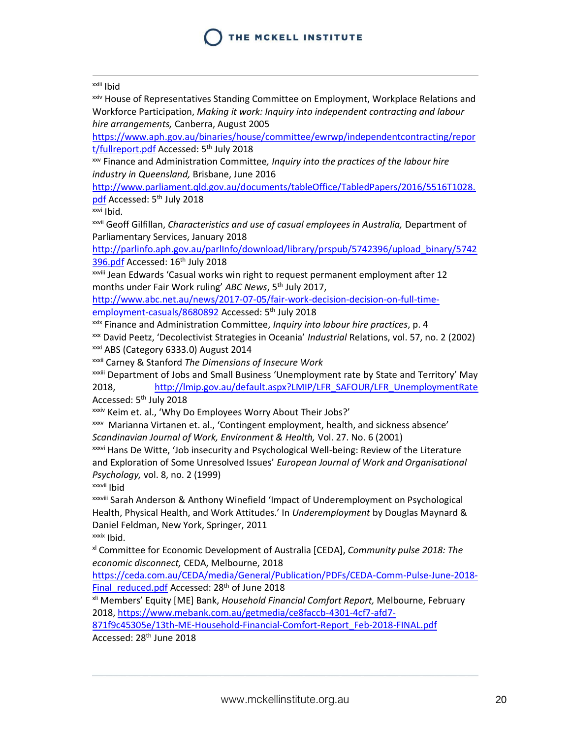[xxiii] Ibid

[xxiv] House of Representatives Standing Committee on Employment, Workplace Relations and Workforce Participation, *Making it work: Inquiry into independent contracting and labour hire arrangements,* Canberra, August 2005 https://www.aph.gov.au/binaries/house/committee/ewrwp/independentcontracting/report/fullreport.pdf Accessed: 5th July 2018

[xxv] Finance and Administration Committee*, Inquiry into the practices of the labour hire industry in Queensland,* Brisbane, June 2016 http://www.parliament.qld.gov.au/documents/tableOffice/TabledPapers/2016/5516T1028.pdf Accessed: 5th July 2018

[xxvi] Ibid.

[xxvii] Geoff Gilfillan, *Characteristics and use of casual employees in Australia,* Department of Parliamentary Services, January 2018 http://parlinfo.aph.gov.au/parlInfo/download/library/prspub/5742396/upload_binary/5742396.pdf Accessed: 16th July 2018

[xxviii] Jean Edwards 'Casual works win right to request permanent employment after 12 months under Fair Work ruling' *ABC News*, 5th July 2017, http://www.abc.net.au/news/2017-07-05/fair-work-decision-decision-on-full-time-employment-casuals/8680892 Accessed: 5th July 2018

[xxix] Finance and Administration Committee, *Inquiry into labour hire practices*, p. 4

[xxx] David Peetz, 'Decolectivist Strategies in Oceania' *Industrial* Relations, vol. 57, no. 2 (2002)

[xxxi] ABS (Category 6333.0) August 2014

[xxxii] Carney & Stanford *The Dimensions of Insecure Work*

[xxxiii] Department of Jobs and Small Business 'Unemployment rate by State and Territory' May 2018, http://lmip.gov.au/default.aspx?LMIP/LFR_SAFOUR/LFR_UnemploymentRate Accessed: 5th July 2018

[xxxiv] Keim et. al., 'Why Do Employees Worry About Their Jobs?'

[xxxv] Marianna Virtanen et. al., 'Contingent employment, health, and sickness absence' *Scandinavian Journal of Work, Environment & Health,* Vol. 27. No. 6 (2001)

[xxxvi] Hans De Witte, 'Job insecurity and Psychological Well-being: Review of the Literature and Exploration of Some Unresolved Issues' *European Journal of Work and Organisational Psychology,* vol. 8, no. 2 (1999)

[xxxvii] Ibid

[xxxviii] Sarah Anderson & Anthony Winefield 'Impact of Underemployment on Psychological Health, Physical Health, and Work Attitudes.' In *Underemployment* by Douglas Maynard & Daniel Feldman, New York, Springer, 2011

[xxxix] Ibid.

[xl] Committee for Economic Development of Australia [CEDA], *Community pulse 2018: The economic disconnect,* CEDA, Melbourne, 2018 https://ceda.com.au/CEDA/media/General/Publication/PDFs/CEDA-Comm-Pulse-June-2018-Final_reduced.pdf Accessed: 28th of June 2018

[xli] Members' Equity [ME] Bank, *Household Financial Comfort Report,* Melbourne, February 2018, https://www.mebank.com.au/getmedia/ce8faccb-4301-4cf7-afd7-871f9c45305e/13th-ME-Household-Financial-Comfort-Report_Feb-2018-FINAL.pdf Accessed: 28th June 2018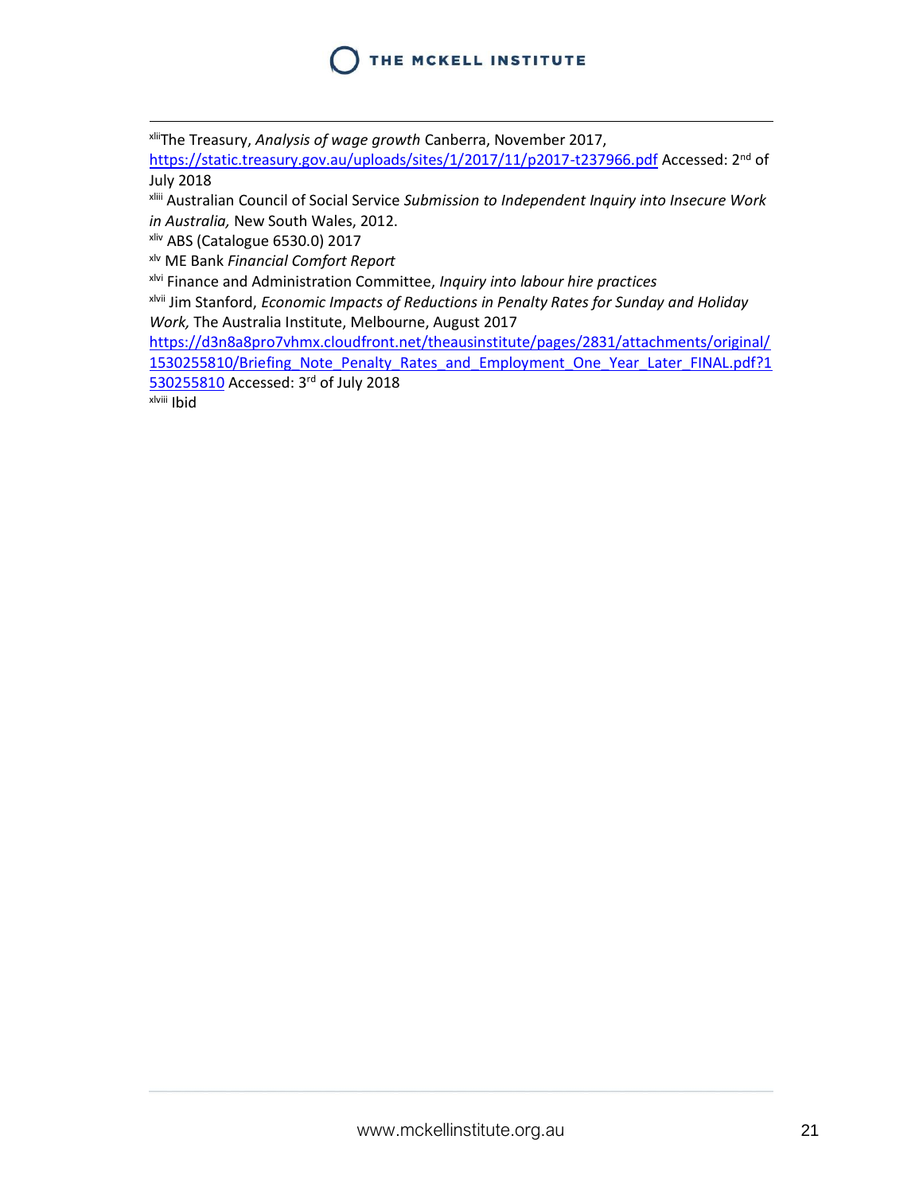[xlii]The Treasury, *Analysis of wage growth* Canberra, November 2017, https://static.treasury.gov.au/uploads/sites/1/2017/11/p2017-t237966.pdf Accessed: 2nd of July 2018

[xliii] Australian Council of Social Service *Submission to Independent Inquiry into Insecure Work in Australia,* New South Wales, 2012.

[xliv] ABS (Catalogue 6530.0) 2017

[xlv] ME Bank *Financial Comfort Report*

[xlvi] Finance and Administration Committee, *Inquiry into labour hire practices*

[xlvii] Jim Stanford, *Economic Impacts of Reductions in Penalty Rates for Sunday and Holiday Work,* The Australia Institute, Melbourne, August 2017 https://d3n8a8pro7vhmx.cloudfront.net/theausinstitute/pages/2831/attachments/original/1530255810/Briefing_Note_Penalty_Rates_and_Employment_One_Year_Later_FINAL.pdf?1530255810 Accessed: 3rd of July 2018

[xlviii] Ibid